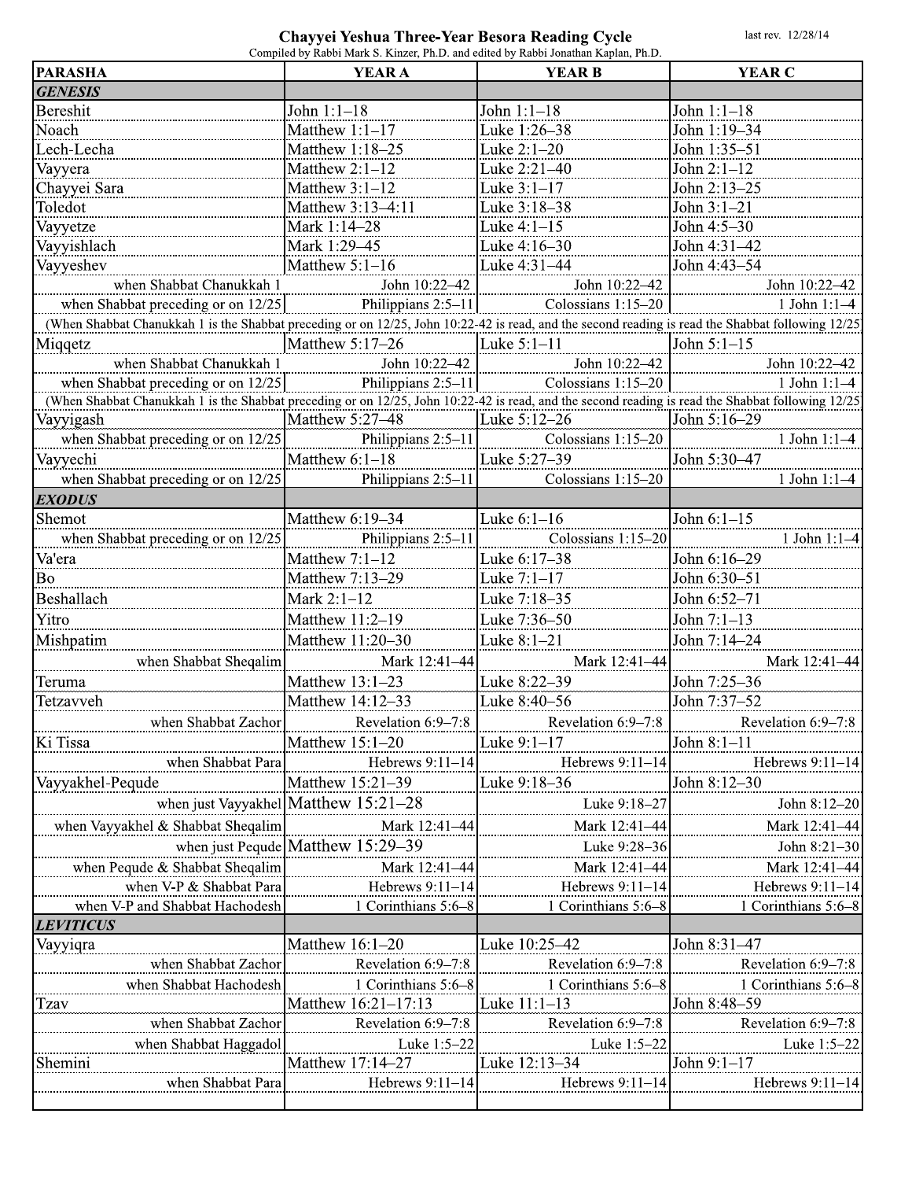# Chayyei Yeshua Three-Year Besora Reading Cycle

last rev. 12/28/14

Compiled by Rabbi Mark S. Kinzer, Ph.D. and edited by Rabbi Jonathan Kaplan, Ph.D.

| PARASHA | YEAR A | YEAR B | YEAR C |
|---|---|---|---|
| ***GENESIS*** | | | |
| Bereshit | John 1:1–18 | John 1:1–18 | John 1:1–18 |
| Noach | Matthew 1:1–17 | Luke 1:26–38 | John 1:19–34 |
| Lech-Lecha | Matthew 1:18–25 | Luke 2:1–20 | John 1:35–51 |
| Vayyera | Matthew 2:1–12 | Luke 2:21–40 | John 2:1–12 |
| Chayyei Sara | Matthew 3:1–12 | Luke 3:1–17 | John 2:13–25 |
| Toledot | Matthew 3:13–4:11 | Luke 3:18–38 | John 3:1–21 |
| Vayyetze | Mark 1:14–28 | Luke 4:1–15 | John 4:5–30 |
| Vayyishlach | Mark 1:29–45 | Luke 4:16–30 | John 4:31–42 |
| Vayyeshev | Matthew 5:1–16 | Luke 4:31–44 | John 4:43–54 |
| when Shabbat Chanukkah 1 | John 10:22–42 | John 10:22–42 | John 10:22–42 |
| when Shabbat preceding or on 12/25 | Philippians 2:5–11 | Colossians 1:15–20 | 1 John 1:1–4 |
| (When Shabbat Chanukkah 1 is the Shabbat preceding or on 12/25, John 10:22-42 is read, and the second reading is read the Shabbat following 12/25) | | | |
| Miqqetz | Matthew 5:17–26 | Luke 5:1–11 | John 5:1–15 |
| when Shabbat Chanukkah 1 | John 10:22–42 | John 10:22–42 | John 10:22–42 |
| when Shabbat preceding or on 12/25 | Philippians 2:5–11 | Colossians 1:15–20 | 1 John 1:1–4 |
| (When Shabbat Chanukkah 1 is the Shabbat preceding or on 12/25, John 10:22-42 is read, and the second reading is read the Shabbat following 12/25) | | | |
| Vayyigash | Matthew 5:27–48 | Luke 5:12–26 | John 5:16–29 |
| when Shabbat preceding or on 12/25 | Philippians 2:5–11 | Colossians 1:15–20 | 1 John 1:1–4 |
| Vayyechi | Matthew 6:1–18 | Luke 5:27–39 | John 5:30–47 |
| when Shabbat preceding or on 12/25 | Philippians 2:5–11 | Colossians 1:15–20 | 1 John 1:1–4 |
| ***EXODUS*** | | | |
| Shemot | Matthew 6:19–34 | Luke 6:1–16 | John 6:1–15 |
| when Shabbat preceding or on 12/25 | Philippians 2:5–11 | Colossians 1:15–20 | 1 John 1:1–4 |
| Va'era | Matthew 7:1–12 | Luke 6:17–38 | John 6:16–29 |
| Bo | Matthew 7:13–29 | Luke 7:1–17 | John 6:30–51 |
| Beshallach | Mark 2:1–12 | Luke 7:18–35 | John 6:52–71 |
| Yitro | Matthew 11:2–19 | Luke 7:36–50 | John 7:1–13 |
| Mishpatim | Matthew 11:20–30 | Luke 8:1–21 | John 7:14–24 |
| when Shabbat Sheqalim | Mark 12:41–44 | Mark 12:41–44 | Mark 12:41–44 |
| Teruma | Matthew 13:1–23 | Luke 8:22–39 | John 7:25–36 |
| Tetzavveh | Matthew 14:12–33 | Luke 8:40–56 | John 7:37–52 |
| when Shabbat Zachor | Revelation 6:9–7:8 | Revelation 6:9–7:8 | Revelation 6:9–7:8 |
| Ki Tissa | Matthew 15:1–20 | Luke 9:1–17 | John 8:1–11 |
| when Shabbat Para | Hebrews 9:11–14 | Hebrews 9:11–14 | Hebrews 9:11–14 |
| Vayyakhel-Pequde | Matthew 15:21–39 | Luke 9:18–36 | John 8:12–30 |
| when just Vayyakhel | Matthew 15:21–28 | Luke 9:18–27 | John 8:12–20 |
| when Vayyakhel & Shabbat Sheqalim | Mark 12:41–44 | Mark 12:41–44 | Mark 12:41–44 |
| when just Pequde | Matthew 15:29–39 | Luke 9:28–36 | John 8:21–30 |
| when Pequde & Shabbat Sheqalim | Mark 12:41–44 | Mark 12:41–44 | Mark 12:41–44 |
| when V-P & Shabbat Para | Hebrews 9:11–14 | Hebrews 9:11–14 | Hebrews 9:11–14 |
| when V-P and Shabbat Hachodesh | 1 Corinthians 5:6–8 | 1 Corinthians 5:6–8 | 1 Corinthians 5:6–8 |
| ***LEVITICUS*** | | | |
| Vayyiqra | Matthew 16:1–20 | Luke 10:25–42 | John 8:31–47 |
| when Shabbat Zachor | Revelation 6:9–7:8 | Revelation 6:9–7:8 | Revelation 6:9–7:8 |
| when Shabbat Hachodesh | 1 Corinthians 5:6–8 | 1 Corinthians 5:6–8 | 1 Corinthians 5:6–8 |
| Tzav | Matthew 16:21–17:13 | Luke 11:1–13 | John 8:48–59 |
| when Shabbat Zachor | Revelation 6:9–7:8 | Revelation 6:9–7:8 | Revelation 6:9–7:8 |
| when Shabbat Haggadol | Luke 1:5–22 | Luke 1:5–22 | Luke 1:5–22 |
| Shemini | Matthew 17:14–27 | Luke 12:13–34 | John 9:1–17 |
| when Shabbat Para | Hebrews 9:11–14 | Hebrews 9:11–14 | Hebrews 9:11–14 |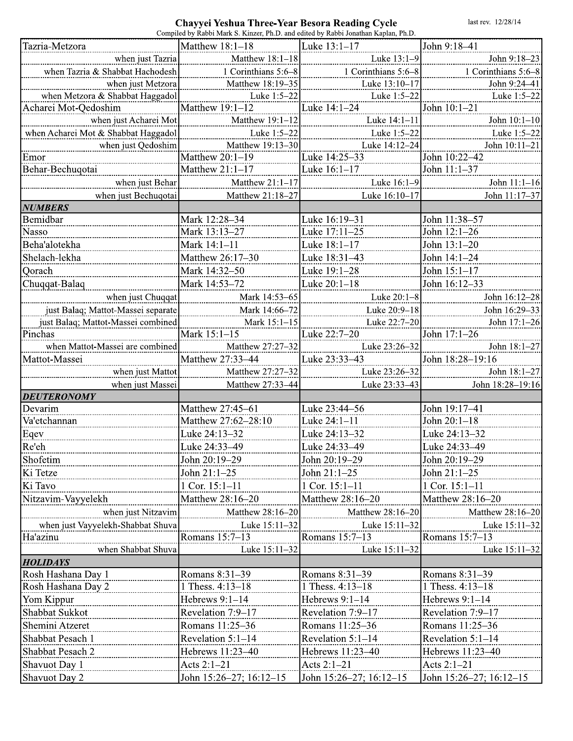## Chayyei Yeshua Three-Year Besora Reading Cycle

Compiled by Rabbi Mark S. Kinzer, Ph.D. and edited by Rabbi Jonathan Kaplan, Ph.D.

last rev. 12/28/14

| | | | |
|---|---|---|---|
| Tazria-Metzora | Matthew 18:1–18 | Luke 13:1–17 | John 9:18–41 |
| when just Tazria | Matthew 18:1–18 | Luke 13:1–9 | John 9:18–23 |
| when Tazria & Shabbat Hachodesh | 1 Corinthians 5:6–8 | 1 Corinthians 5:6–8 | 1 Corinthians 5:6–8 |
| when just Metzora | Matthew 18:19–35 | Luke 13:10–17 | John 9:24–41 |
| when Metzora & Shabbat Haggadol | Luke 1:5–22 | Luke 1:5–22 | Luke 1:5–22 |
| Acharei Mot-Qedoshim | Matthew 19:1–12 | Luke 14:1–24 | John 10:1–21 |
| when just Acharei Mot | Matthew 19:1–12 | Luke 14:1–11 | John 10:1–10 |
| when Acharei Mot & Shabbat Haggadol | Luke 1:5–22 | Luke 1:5–22 | Luke 1:5–22 |
| when just Qedoshim | Matthew 19:13–30 | Luke 14:12–24 | John 10:11–21 |
| Emor | Matthew 20:1–19 | Luke 14:25–33 | John 10:22–42 |
| Behar-Bechuqotai | Matthew 21:1–17 | Luke 16:1–17 | John 11:1–37 |
| when just Behar | Matthew 21:1–17 | Luke 16:1–9 | John 11:1–16 |
| when just Bechuqotai | Matthew 21:18–27 | Luke 16:10–17 | John 11:17–37 |
| ***NUMBERS*** | | | |
| Bemidbar | Mark 12:28–34 | Luke 16:19–31 | John 11:38–57 |
| Nasso | Mark 13:13–27 | Luke 17:11–25 | John 12:1–26 |
| Beha'alotekha | Mark 14:1–11 | Luke 18:1–17 | John 13:1–20 |
| Shelach-lekha | Matthew 26:17–30 | Luke 18:31–43 | John 14:1–24 |
| Qorach | Mark 14:32–50 | Luke 19:1–28 | John 15:1–17 |
| Chuqqat-Balaq | Mark 14:53–72 | Luke 20:1–18 | John 16:12–33 |
| when just Chuqqat | Mark 14:53–65 | Luke 20:1–8 | John 16:12–28 |
| just Balaq; Mattot-Massei separate | Mark 14:66–72 | Luke 20:9–18 | John 16:29–33 |
| just Balaq; Mattot-Massei combined | Mark 15:1–15 | Luke 22:7–20 | John 17:1–26 |
| Pinchas | Mark 15:1–15 | Luke 22:7–20 | John 17:1–26 |
| when Mattot-Massei are combined | Matthew 27:27–32 | Luke 23:26–32 | John 18:1–27 |
| Mattot-Massei | Matthew 27:33–44 | Luke 23:33–43 | John 18:28–19:16 |
| when just Mattot | Matthew 27:27–32 | Luke 23:26–32 | John 18:1–27 |
| when just Massei | Matthew 27:33–44 | Luke 23:33–43 | John 18:28–19:16 |
| ***DEUTERONOMY*** | | | |
| Devarim | Matthew 27:45–61 | Luke 23:44–56 | John 19:17–41 |
| Va'etchannan | Matthew 27:62–28:10 | Luke 24:1–11 | John 20:1–18 |
| Eqev | Luke 24:13–32 | Luke 24:13–32 | Luke 24:13–32 |
| Re'eh | Luke 24:33–49 | Luke 24:33–49 | Luke 24:33–49 |
| Shofetim | John 20:19–29 | John 20:19–29 | John 20:19–29 |
| Ki Tetze | John 21:1–25 | John 21:1–25 | John 21:1–25 |
| Ki Tavo | 1 Cor. 15:1–11 | 1 Cor. 15:1–11 | 1 Cor. 15:1–11 |
| Nitzavim-Vayyelekh | Matthew 28:16–20 | Matthew 28:16–20 | Matthew 28:16–20 |
| when just Nitzavim | Matthew 28:16–20 | Matthew 28:16–20 | Matthew 28:16–20 |
| when just Vayyelekh-Shabbat Shuva | Luke 15:11–32 | Luke 15:11–32 | Luke 15:11–32 |
| Ha'azinu | Romans 15:7–13 | Romans 15:7–13 | Romans 15:7–13 |
| when Shabbat Shuva | Luke 15:11–32 | Luke 15:11–32 | Luke 15:11–32 |
| ***HOLIDAYS*** | | | |
| Rosh Hashana Day 1 | Romans 8:31–39 | Romans 8:31–39 | Romans 8:31–39 |
| Rosh Hashana Day 2 | 1 Thess. 4:13–18 | 1 Thess. 4:13–18 | 1 Thess. 4:13–18 |
| Yom Kippur | Hebrews 9:1–14 | Hebrews 9:1–14 | Hebrews 9:1–14 |
| Shabbat Sukkot | Revelation 7:9–17 | Revelation 7:9–17 | Revelation 7:9–17 |
| Shemini Atzeret | Romans 11:25–36 | Romans 11:25–36 | Romans 11:25–36 |
| Shabbat Pesach 1 | Revelation 5:1–14 | Revelation 5:1–14 | Revelation 5:1–14 |
| Shabbat Pesach 2 | Hebrews 11:23–40 | Hebrews 11:23–40 | Hebrews 11:23–40 |
| Shavuot Day 1 | Acts 2:1–21 | Acts 2:1–21 | Acts 2:1–21 |
| Shavuot Day 2 | John 15:26–27; 16:12–15 | John 15:26–27; 16:12–15 | John 15:26–27; 16:12–15 |